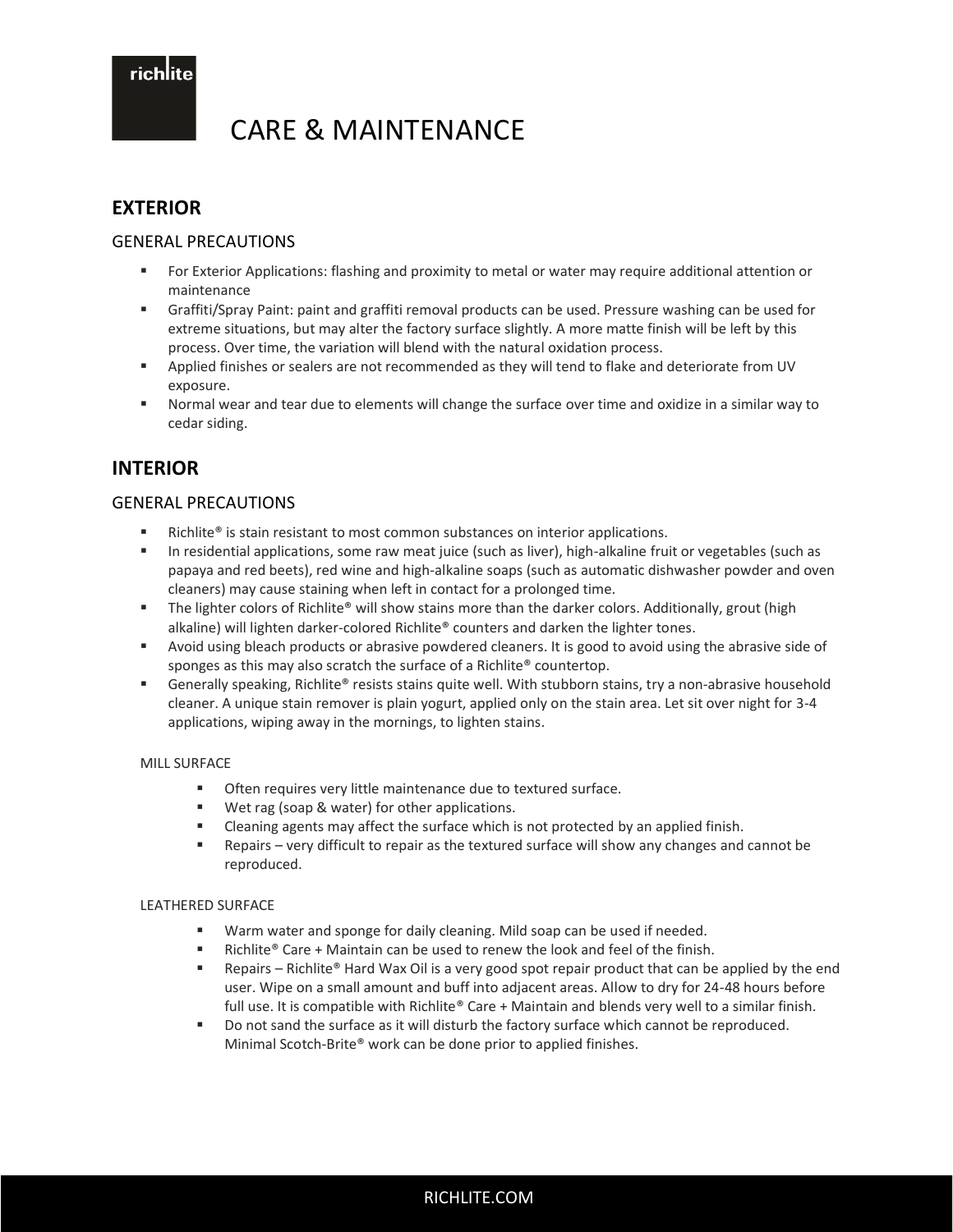# CARE & MAINTENANCE

## EXTERIOR

### GENERAL PRECAUTIONS

- For Exterior Applications: flashing and proximity to metal or water may require additional attention or maintenance
- Graffiti/Spray Paint: paint and graffiti removal products can be used. Pressure washing can be used for extreme situations, but may alter the factory surface slightly. A more matte finish will be left by this process. Over time, the variation will blend with the natural oxidation process.
- Applied finishes or sealers are not recommended as they will tend to flake and deteriorate from UV exposure.
- Normal wear and tear due to elements will change the surface over time and oxidize in a similar way to cedar siding.

## INTERIOR

### GENERAL PRECAUTIONS

- Richlite® is stain resistant to most common substances on interior applications.
- In residential applications, some raw meat juice (such as liver), high-alkaline fruit or vegetables (such as papaya and red beets), red wine and high-alkaline soaps (such as automatic dishwasher powder and oven cleaners) may cause staining when left in contact for a prolonged time.
- The lighter colors of Richlite® will show stains more than the darker colors. Additionally, grout (high alkaline) will lighten darker-colored Richlite® counters and darken the lighter tones.
- Avoid using bleach products or abrasive powdered cleaners. It is good to avoid using the abrasive side of sponges as this may also scratch the surface of a Richlite® countertop.
- Generally speaking, Richlite® resists stains quite well. With stubborn stains, try a non-abrasive household cleaner. A unique stain remover is plain yogurt, applied only on the stain area. Let sit over night for 3-4 applications, wiping away in the mornings, to lighten stains.

#### MILL SURFACE

- Often requires very little maintenance due to textured surface.
- Wet rag (soap & water) for other applications.
- Cleaning agents may affect the surface which is not protected by an applied finish.
- Repairs – very difficult to repair as the textured surface will show any changes and cannot be reproduced.

#### LEATHERED SURFACE

- Warm water and sponge for daily cleaning. Mild soap can be used if needed.
- Richlite® Care + Maintain can be used to renew the look and feel of the finish.
- Repairs – Richlite® Hard Wax Oil is a very good spot repair product that can be applied by the end user. Wipe on a small amount and buff into adjacent areas. Allow to dry for 24-48 hours before full use. It is compatible with Richlite® Care + Maintain and blends very well to a similar finish.
- Do not sand the surface as it will disturb the factory surface which cannot be reproduced. Minimal Scotch-Brite® work can be done prior to applied finishes.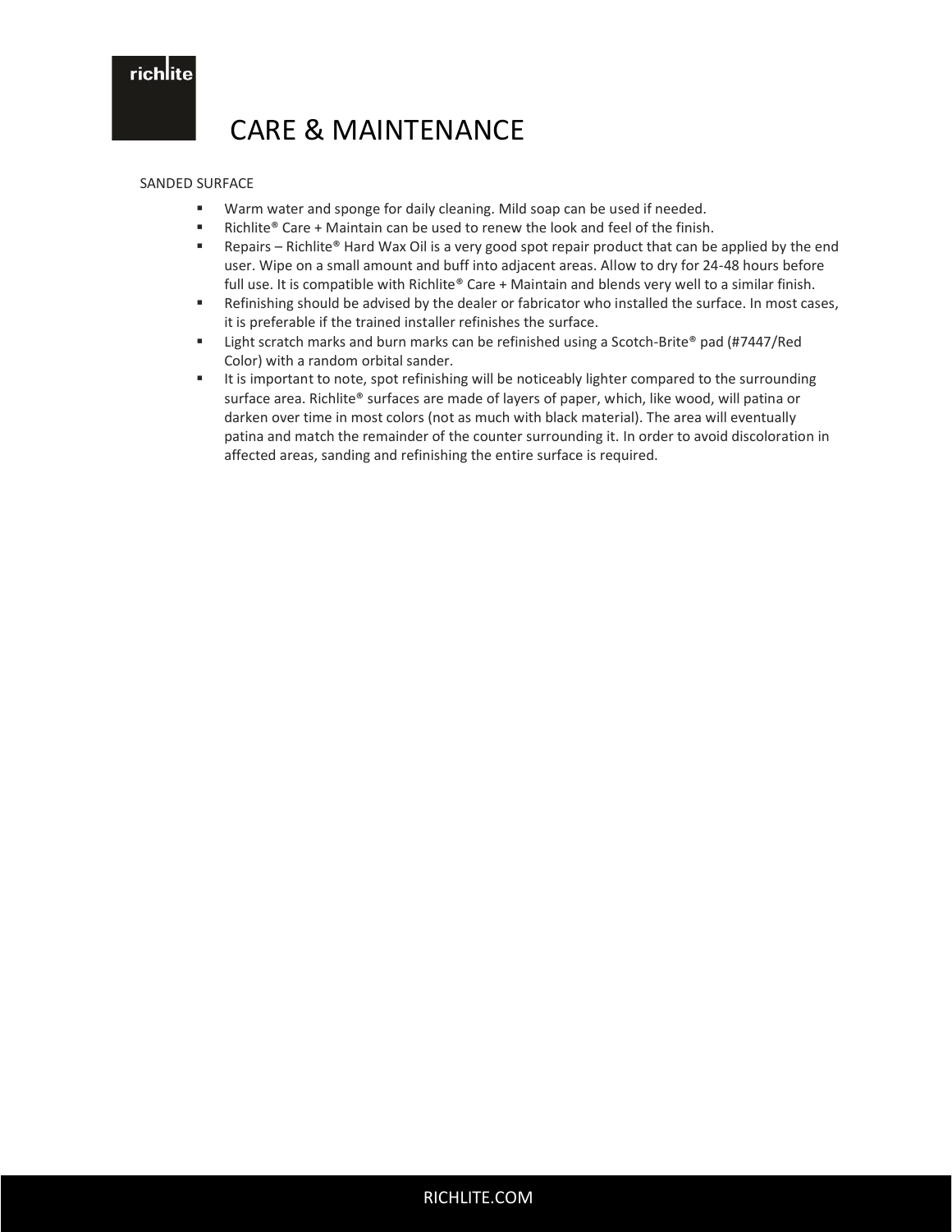# CARE & MAINTENANCE

SANDED SURFACE

- Warm water and sponge for daily cleaning. Mild soap can be used if needed.
- Richlite® Care + Maintain can be used to renew the look and feel of the finish.
- Repairs – Richlite® Hard Wax Oil is a very good spot repair product that can be applied by the end user. Wipe on a small amount and buff into adjacent areas. Allow to dry for 24-48 hours before full use. It is compatible with Richlite® Care + Maintain and blends very well to a similar finish.
- Refinishing should be advised by the dealer or fabricator who installed the surface. In most cases, it is preferable if the trained installer refinishes the surface.
- Light scratch marks and burn marks can be refinished using a Scotch-Brite® pad (#7447/Red Color) with a random orbital sander.
- It is important to note, spot refinishing will be noticeably lighter compared to the surrounding surface area. Richlite® surfaces are made of layers of paper, which, like wood, will patina or darken over time in most colors (not as much with black material). The area will eventually patina and match the remainder of the counter surrounding it. In order to avoid discoloration in affected areas, sanding and refinishing the entire surface is required.